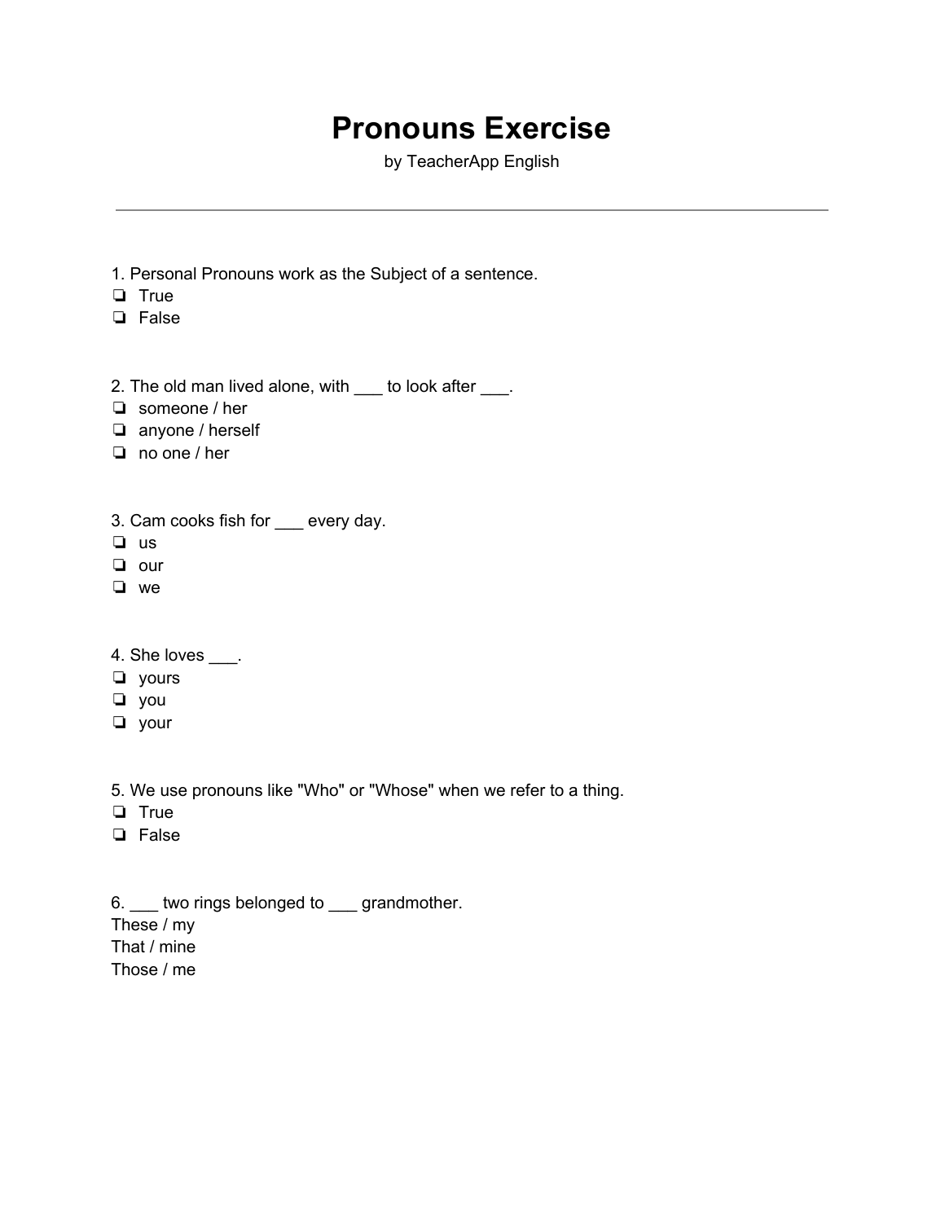# Pronouns Exercise

by TeacherApp English

---

1. Personal Pronouns work as the Subject of a sentence.

❏ True
❏ False

2. The old man lived alone, with ___ to look after ___.

❏ someone / her
❏ anyone / herself
❏ no one / her

3. Cam cooks fish for ___ every day.

❏ us
❏ our
❏ we

4. She loves ___.

❏ yours
❏ you
❏ your

5. We use pronouns like "Who" or "Whose" when we refer to a thing.

❏ True
❏ False

6. ___ two rings belonged to ___ grandmother.

These / my
That / mine
Those / me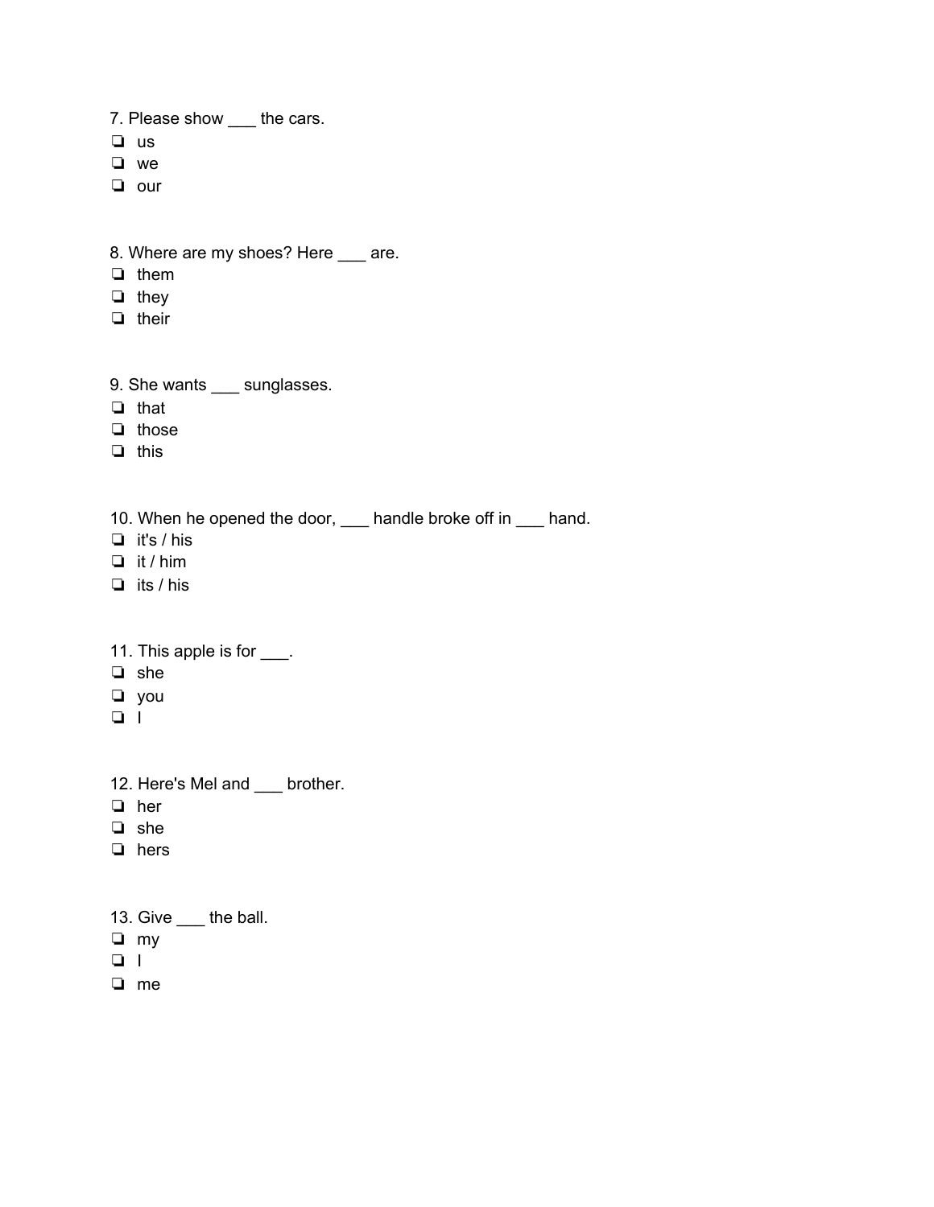7. Please show ___ the cars.

❏ us
❏ we
❏ our

8. Where are my shoes? Here ___ are.

❏ them
❏ they
❏ their

9. She wants ___ sunglasses.

❏ that
❏ those
❏ this

10. When he opened the door, ___ handle broke off in ___ hand.

❏ it's / his
❏ it / him
❏ its / his

11. This apple is for ___.

❏ she
❏ you
❏ I

12. Here's Mel and ___ brother.

❏ her
❏ she
❏ hers

13. Give ___ the ball.

❏ my
❏ I
❏ me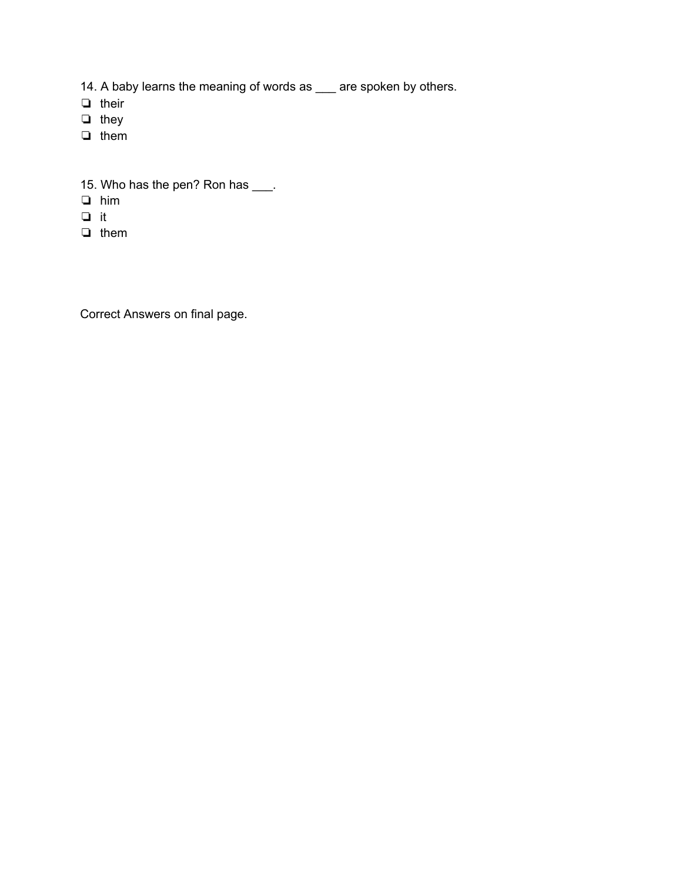14. A baby learns the meaning of words as ___ are spoken by others.

- ❏ their
- ❏ they
- ❏ them

15. Who has the pen? Ron has ___.

- ❏ him
- ❏ it
- ❏ them

Correct Answers on final page.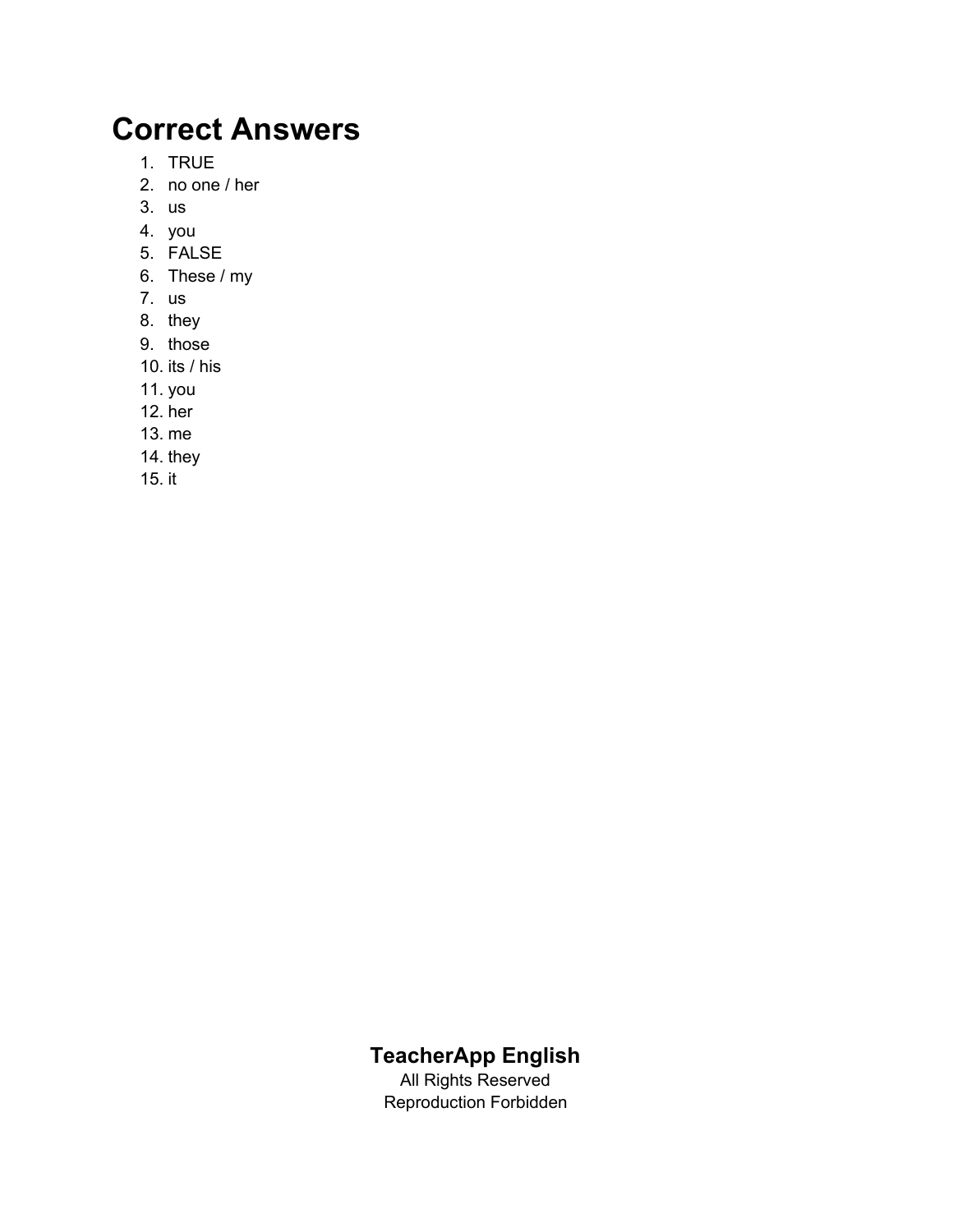# Correct Answers

1. TRUE
2. no one / her
3. us
4. you
5. FALSE
6. These / my
7. us
8. they
9. those
10. its / his
11. you
12. her
13. me
14. they
15. it

**TeacherApp English**

All Rights Reserved

Reproduction Forbidden